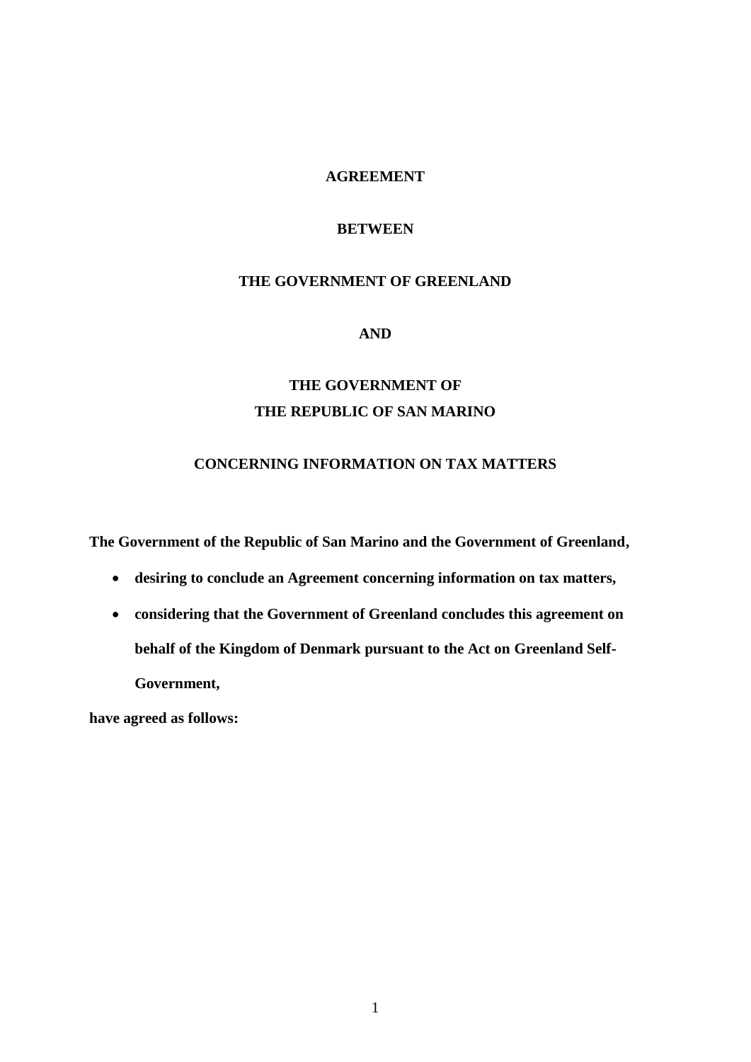# AGREEMENT

# BETWEEN

# THE GOVERNMENT OF GREENLAND

# AND

# THE GOVERNMENT OF THE REPUBLIC OF SAN MARINO

# CONCERNING INFORMATION ON TAX MATTERS

**The Government of the Republic of San Marino and the Government of Greenland,**

- **desiring to conclude an Agreement concerning information on tax matters,**
- **considering that the Government of Greenland concludes this agreement on behalf of the Kingdom of Denmark pursuant to the Act on Greenland Self-Government,**

**have agreed as follows:**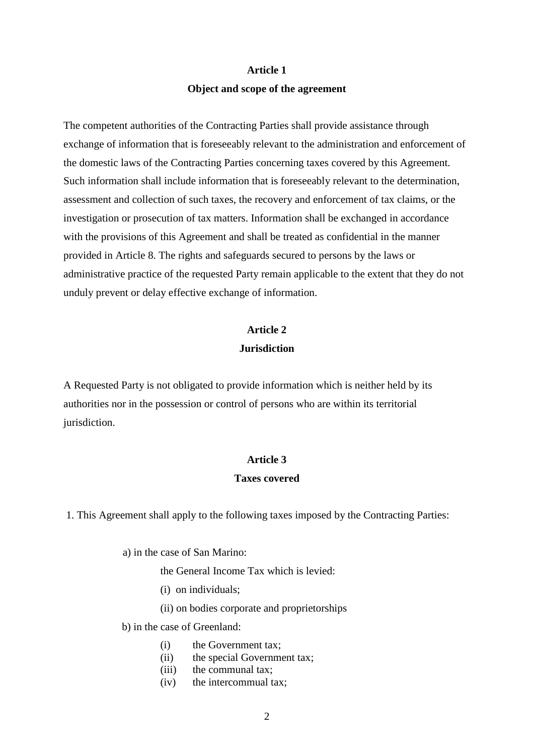## Article 1
## Object and scope of the agreement

The competent authorities of the Contracting Parties shall provide assistance through exchange of information that is foreseeably relevant to the administration and enforcement of the domestic laws of the Contracting Parties concerning taxes covered by this Agreement. Such information shall include information that is foreseeably relevant to the determination, assessment and collection of such taxes, the recovery and enforcement of tax claims, or the investigation or prosecution of tax matters. Information shall be exchanged in accordance with the provisions of this Agreement and shall be treated as confidential in the manner provided in Article 8. The rights and safeguards secured to persons by the laws or administrative practice of the requested Party remain applicable to the extent that they do not unduly prevent or delay effective exchange of information.

## Article 2
## Jurisdiction

A Requested Party is not obligated to provide information which is neither held by its authorities nor in the possession or control of persons who are within its territorial jurisdiction.

## Article 3
## Taxes covered

1. This Agreement shall apply to the following taxes imposed by the Contracting Parties:

   a) in the case of San Marino:

      the General Income Tax which is levied:

      (i) on individuals;

      (ii) on bodies corporate and proprietorships

   b) in the case of Greenland:

      (i) the Government tax;
      (ii) the special Government tax;
      (iii) the communal tax;
      (iv) the intercommual tax;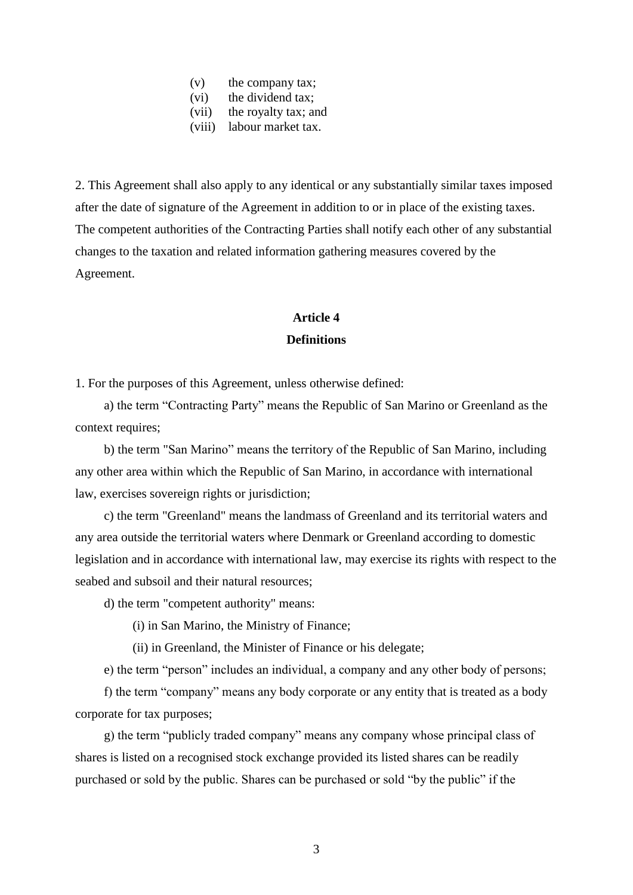(v) the company tax;
(vi) the dividend tax;
(vii) the royalty tax; and
(viii) labour market tax.

2. This Agreement shall also apply to any identical or any substantially similar taxes imposed after the date of signature of the Agreement in addition to or in place of the existing taxes. The competent authorities of the Contracting Parties shall notify each other of any substantial changes to the taxation and related information gathering measures covered by the Agreement.

**Article 4**
**Definitions**

1. For the purposes of this Agreement, unless otherwise defined:

a) the term "Contracting Party" means the Republic of San Marino or Greenland as the context requires;

b) the term "San Marino" means the territory of the Republic of San Marino, including any other area within which the Republic of San Marino, in accordance with international law, exercises sovereign rights or jurisdiction;

c) the term "Greenland" means the landmass of Greenland and its territorial waters and any area outside the territorial waters where Denmark or Greenland according to domestic legislation and in accordance with international law, may exercise its rights with respect to the seabed and subsoil and their natural resources;

d) the term "competent authority" means:

(i) in San Marino, the Ministry of Finance;

(ii) in Greenland, the Minister of Finance or his delegate;

e) the term "person" includes an individual, a company and any other body of persons;

f) the term "company" means any body corporate or any entity that is treated as a body corporate for tax purposes;

g) the term "publicly traded company" means any company whose principal class of shares is listed on a recognised stock exchange provided its listed shares can be readily purchased or sold by the public. Shares can be purchased or sold "by the public" if the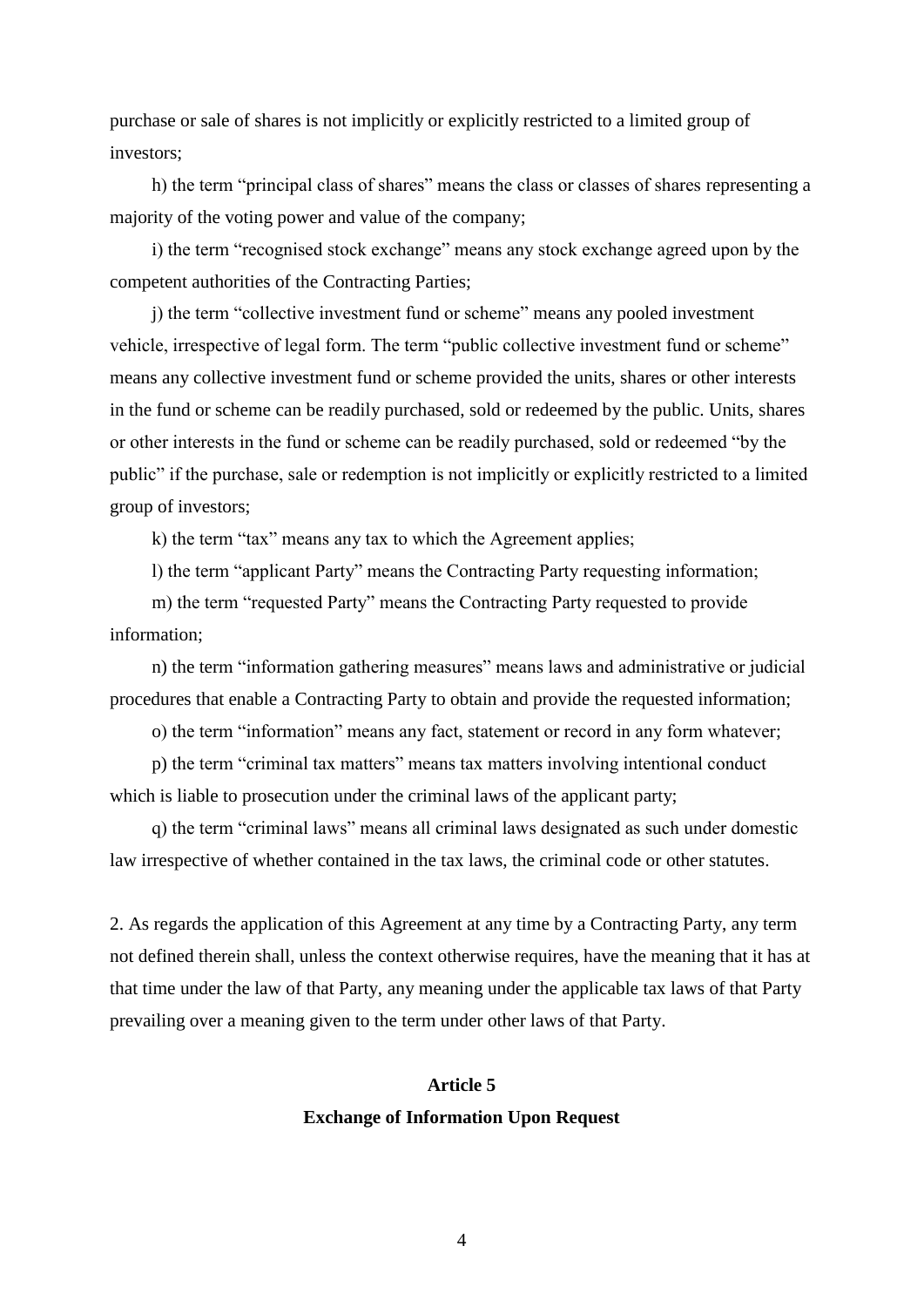purchase or sale of shares is not implicitly or explicitly restricted to a limited group of investors;

h) the term "principal class of shares" means the class or classes of shares representing a majority of the voting power and value of the company;

i) the term "recognised stock exchange" means any stock exchange agreed upon by the competent authorities of the Contracting Parties;

j) the term "collective investment fund or scheme" means any pooled investment vehicle, irrespective of legal form. The term "public collective investment fund or scheme" means any collective investment fund or scheme provided the units, shares or other interests in the fund or scheme can be readily purchased, sold or redeemed by the public. Units, shares or other interests in the fund or scheme can be readily purchased, sold or redeemed "by the public" if the purchase, sale or redemption is not implicitly or explicitly restricted to a limited group of investors;

k) the term "tax" means any tax to which the Agreement applies;

l) the term "applicant Party" means the Contracting Party requesting information;

m) the term "requested Party" means the Contracting Party requested to provide information;

n) the term "information gathering measures" means laws and administrative or judicial procedures that enable a Contracting Party to obtain and provide the requested information;

o) the term "information" means any fact, statement or record in any form whatever;

p) the term "criminal tax matters" means tax matters involving intentional conduct which is liable to prosecution under the criminal laws of the applicant party;

q) the term "criminal laws" means all criminal laws designated as such under domestic law irrespective of whether contained in the tax laws, the criminal code or other statutes.

2. As regards the application of this Agreement at any time by a Contracting Party, any term not defined therein shall, unless the context otherwise requires, have the meaning that it has at that time under the law of that Party, any meaning under the applicable tax laws of that Party prevailing over a meaning given to the term under other laws of that Party.

## Article 5
## Exchange of Information Upon Request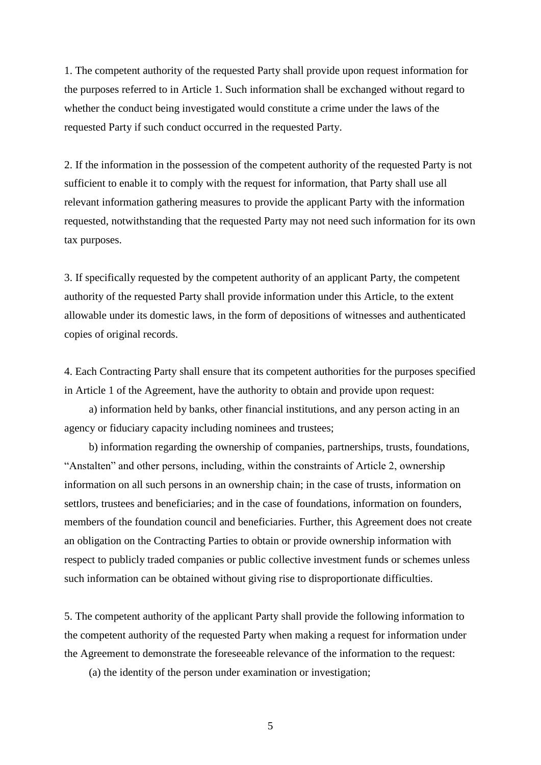1. The competent authority of the requested Party shall provide upon request information for the purposes referred to in Article 1. Such information shall be exchanged without regard to whether the conduct being investigated would constitute a crime under the laws of the requested Party if such conduct occurred in the requested Party.

2. If the information in the possession of the competent authority of the requested Party is not sufficient to enable it to comply with the request for information, that Party shall use all relevant information gathering measures to provide the applicant Party with the information requested, notwithstanding that the requested Party may not need such information for its own tax purposes.

3. If specifically requested by the competent authority of an applicant Party, the competent authority of the requested Party shall provide information under this Article, to the extent allowable under its domestic laws, in the form of depositions of witnesses and authenticated copies of original records.

4. Each Contracting Party shall ensure that its competent authorities for the purposes specified in Article 1 of the Agreement, have the authority to obtain and provide upon request:

a) information held by banks, other financial institutions, and any person acting in an agency or fiduciary capacity including nominees and trustees;

b) information regarding the ownership of companies, partnerships, trusts, foundations, "Anstalten" and other persons, including, within the constraints of Article 2, ownership information on all such persons in an ownership chain; in the case of trusts, information on settlors, trustees and beneficiaries; and in the case of foundations, information on founders, members of the foundation council and beneficiaries. Further, this Agreement does not create an obligation on the Contracting Parties to obtain or provide ownership information with respect to publicly traded companies or public collective investment funds or schemes unless such information can be obtained without giving rise to disproportionate difficulties.

5. The competent authority of the applicant Party shall provide the following information to the competent authority of the requested Party when making a request for information under the Agreement to demonstrate the foreseeable relevance of the information to the request:

(a) the identity of the person under examination or investigation;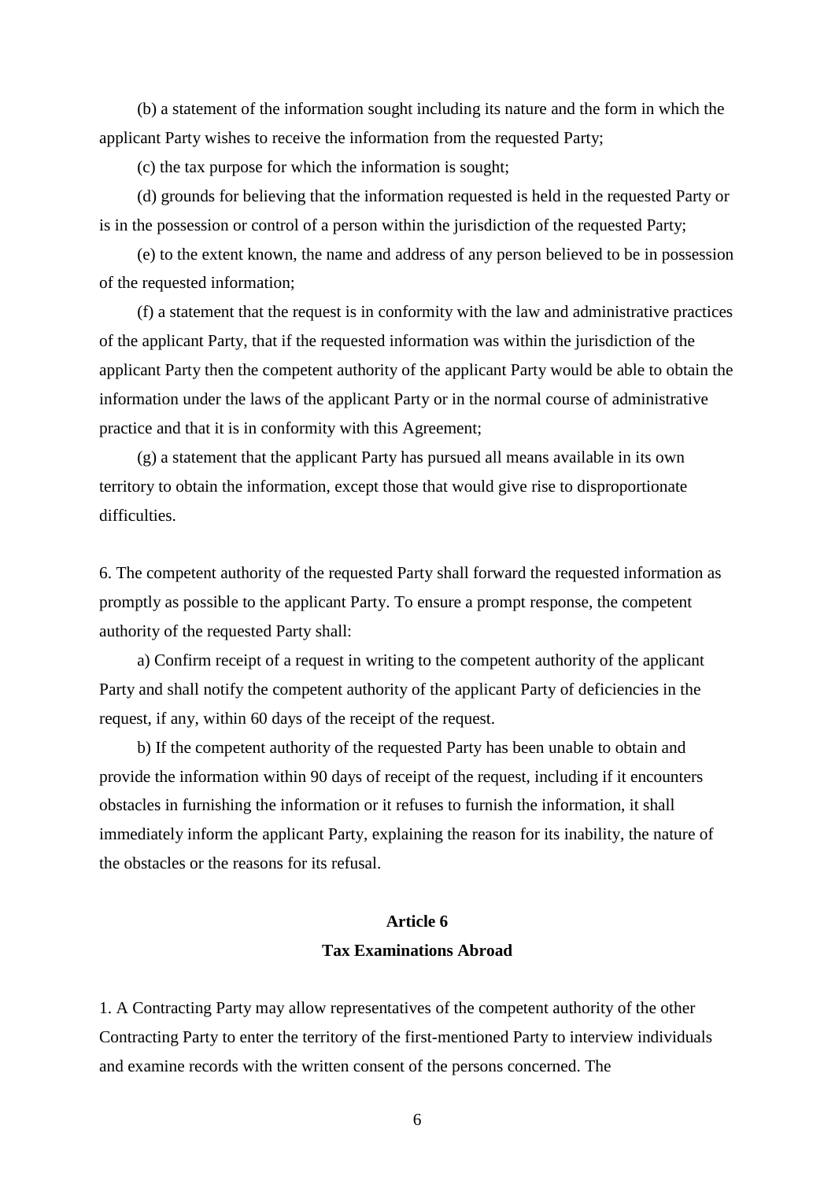(b) a statement of the information sought including its nature and the form in which the applicant Party wishes to receive the information from the requested Party;

(c) the tax purpose for which the information is sought;

(d) grounds for believing that the information requested is held in the requested Party or is in the possession or control of a person within the jurisdiction of the requested Party;

(e) to the extent known, the name and address of any person believed to be in possession of the requested information;

(f) a statement that the request is in conformity with the law and administrative practices of the applicant Party, that if the requested information was within the jurisdiction of the applicant Party then the competent authority of the applicant Party would be able to obtain the information under the laws of the applicant Party or in the normal course of administrative practice and that it is in conformity with this Agreement;

(g) a statement that the applicant Party has pursued all means available in its own territory to obtain the information, except those that would give rise to disproportionate difficulties.

6. The competent authority of the requested Party shall forward the requested information as promptly as possible to the applicant Party. To ensure a prompt response, the competent authority of the requested Party shall:

a) Confirm receipt of a request in writing to the competent authority of the applicant Party and shall notify the competent authority of the applicant Party of deficiencies in the request, if any, within 60 days of the receipt of the request.

b) If the competent authority of the requested Party has been unable to obtain and provide the information within 90 days of receipt of the request, including if it encounters obstacles in furnishing the information or it refuses to furnish the information, it shall immediately inform the applicant Party, explaining the reason for its inability, the nature of the obstacles or the reasons for its refusal.

## Article 6
## Tax Examinations Abroad

1. A Contracting Party may allow representatives of the competent authority of the other Contracting Party to enter the territory of the first-mentioned Party to interview individuals and examine records with the written consent of the persons concerned. The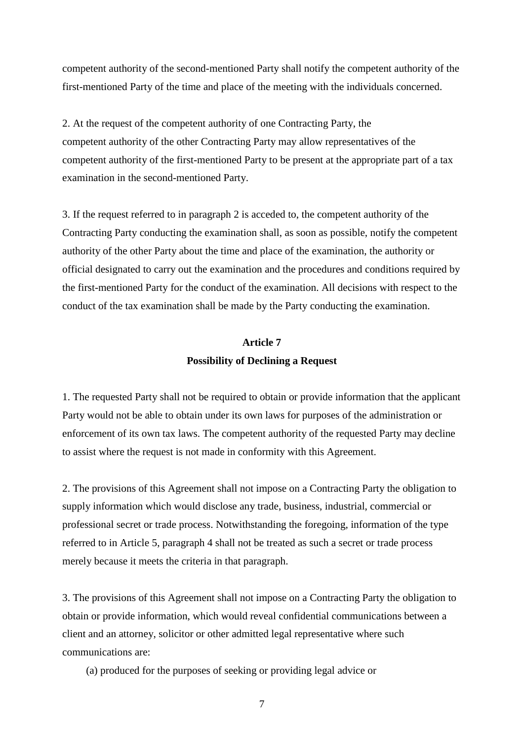competent authority of the second-mentioned Party shall notify the competent authority of the first-mentioned Party of the time and place of the meeting with the individuals concerned.

2. At the request of the competent authority of one Contracting Party, the competent authority of the other Contracting Party may allow representatives of the competent authority of the first-mentioned Party to be present at the appropriate part of a tax examination in the second-mentioned Party.

3. If the request referred to in paragraph 2 is acceded to, the competent authority of the Contracting Party conducting the examination shall, as soon as possible, notify the competent authority of the other Party about the time and place of the examination, the authority or official designated to carry out the examination and the procedures and conditions required by the first-mentioned Party for the conduct of the examination. All decisions with respect to the conduct of the tax examination shall be made by the Party conducting the examination.

## Article 7
## Possibility of Declining a Request

1. The requested Party shall not be required to obtain or provide information that the applicant Party would not be able to obtain under its own laws for purposes of the administration or enforcement of its own tax laws. The competent authority of the requested Party may decline to assist where the request is not made in conformity with this Agreement.

2. The provisions of this Agreement shall not impose on a Contracting Party the obligation to supply information which would disclose any trade, business, industrial, commercial or professional secret or trade process. Notwithstanding the foregoing, information of the type referred to in Article 5, paragraph 4 shall not be treated as such a secret or trade process merely because it meets the criteria in that paragraph.

3. The provisions of this Agreement shall not impose on a Contracting Party the obligation to obtain or provide information, which would reveal confidential communications between a client and an attorney, solicitor or other admitted legal representative where such communications are:

(a) produced for the purposes of seeking or providing legal advice or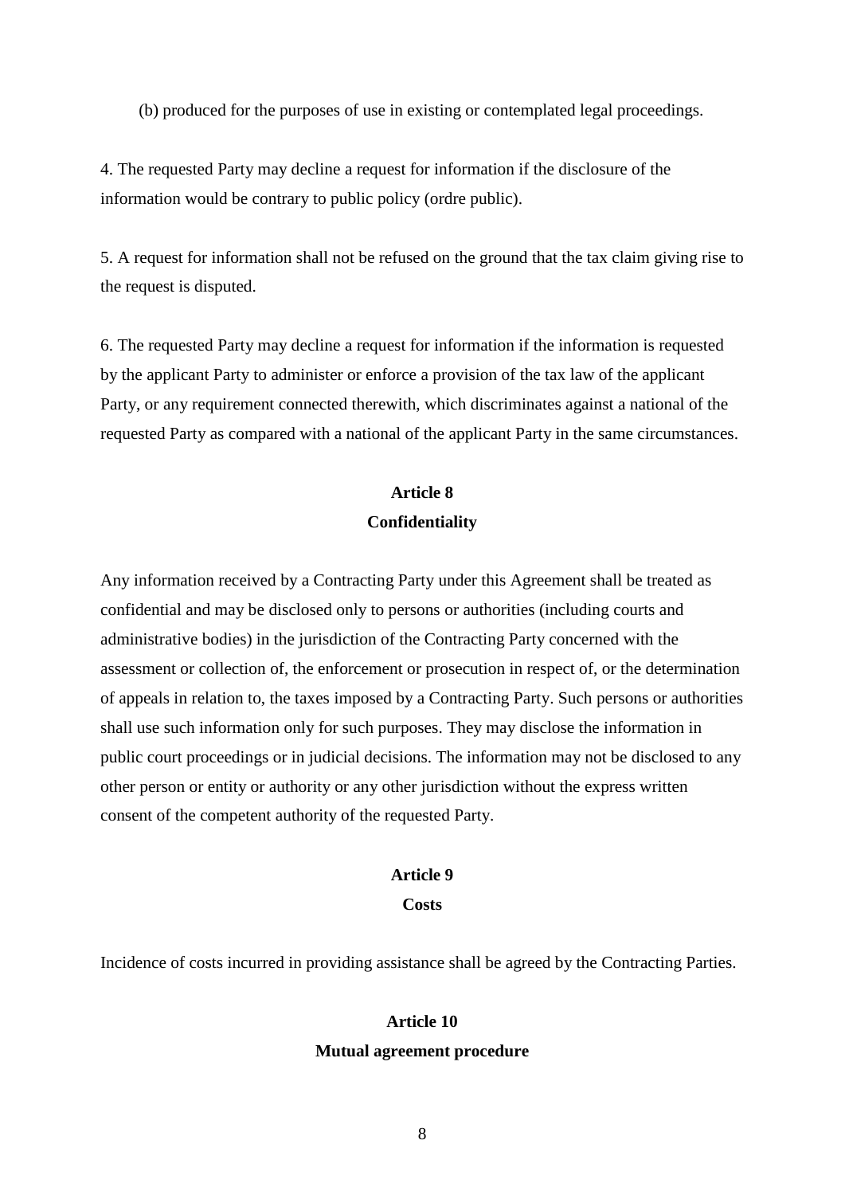(b) produced for the purposes of use in existing or contemplated legal proceedings.

4. The requested Party may decline a request for information if the disclosure of the information would be contrary to public policy (ordre public).

5. A request for information shall not be refused on the ground that the tax claim giving rise to the request is disputed.

6. The requested Party may decline a request for information if the information is requested by the applicant Party to administer or enforce a provision of the tax law of the applicant Party, or any requirement connected therewith, which discriminates against a national of the requested Party as compared with a national of the applicant Party in the same circumstances.

## Article 8
## Confidentiality

Any information received by a Contracting Party under this Agreement shall be treated as confidential and may be disclosed only to persons or authorities (including courts and administrative bodies) in the jurisdiction of the Contracting Party concerned with the assessment or collection of, the enforcement or prosecution in respect of, or the determination of appeals in relation to, the taxes imposed by a Contracting Party. Such persons or authorities shall use such information only for such purposes. They may disclose the information in public court proceedings or in judicial decisions. The information may not be disclosed to any other person or entity or authority or any other jurisdiction without the express written consent of the competent authority of the requested Party.

## Article 9
## Costs

Incidence of costs incurred in providing assistance shall be agreed by the Contracting Parties.

## Article 10
## Mutual agreement procedure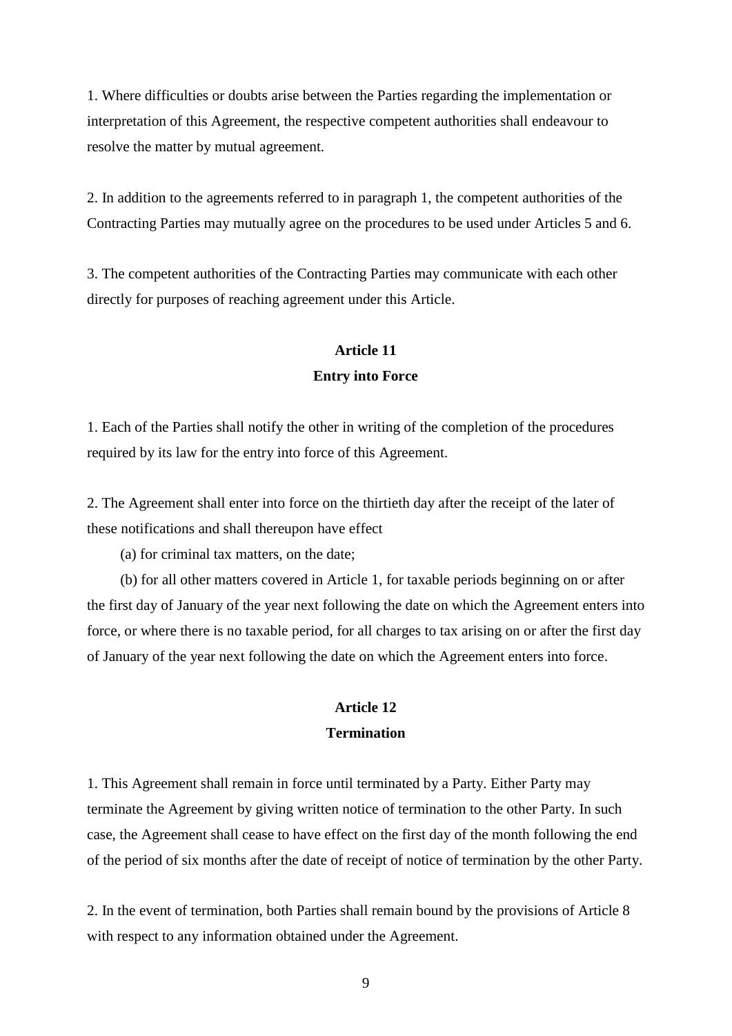1. Where difficulties or doubts arise between the Parties regarding the implementation or interpretation of this Agreement, the respective competent authorities shall endeavour to resolve the matter by mutual agreement.

2. In addition to the agreements referred to in paragraph 1, the competent authorities of the Contracting Parties may mutually agree on the procedures to be used under Articles 5 and 6.

3. The competent authorities of the Contracting Parties may communicate with each other directly for purposes of reaching agreement under this Article.

## Article 11
## Entry into Force

1. Each of the Parties shall notify the other in writing of the completion of the procedures required by its law for the entry into force of this Agreement.

2. The Agreement shall enter into force on the thirtieth day after the receipt of the later of these notifications and shall thereupon have effect

(a) for criminal tax matters, on the date;

(b) for all other matters covered in Article 1, for taxable periods beginning on or after the first day of January of the year next following the date on which the Agreement enters into force, or where there is no taxable period, for all charges to tax arising on or after the first day of January of the year next following the date on which the Agreement enters into force.

## Article 12
## Termination

1. This Agreement shall remain in force until terminated by a Party. Either Party may terminate the Agreement by giving written notice of termination to the other Party. In such case, the Agreement shall cease to have effect on the first day of the month following the end of the period of six months after the date of receipt of notice of termination by the other Party.

2. In the event of termination, both Parties shall remain bound by the provisions of Article 8 with respect to any information obtained under the Agreement.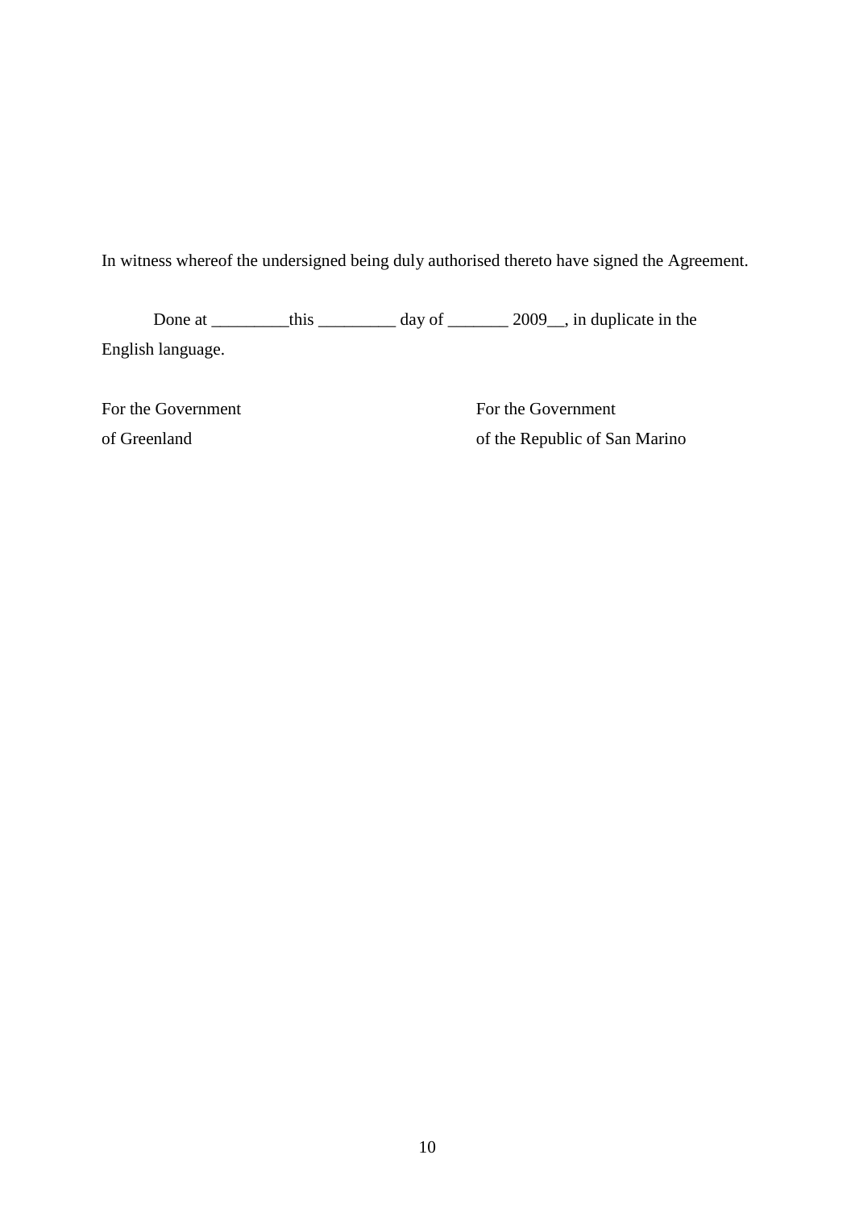In witness whereof the undersigned being duly authorised thereto have signed the Agreement.

Done at _________this _________ day of _______ 2009__, in duplicate in the English language.

| | |
|---|---|
| For the Government | For the Government |
| of Greenland | of the Republic of San Marino |